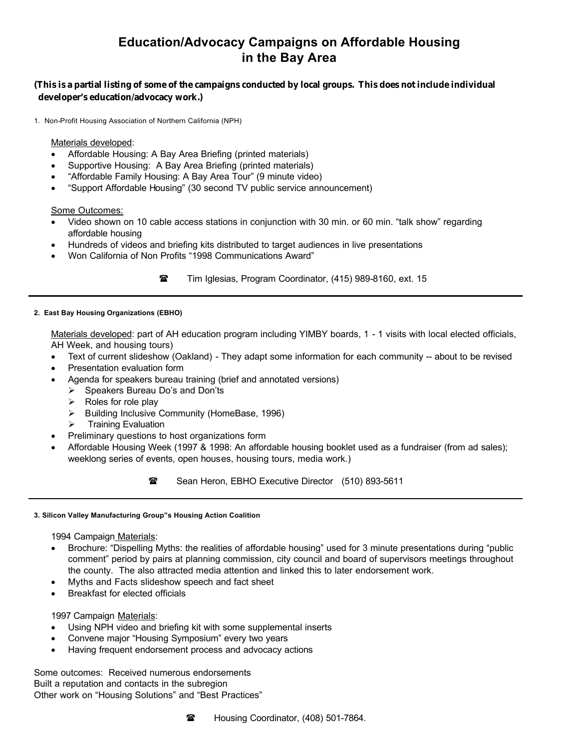# Education/Advocacy Campaigns on Affordable Housing in the Bay Area

**(This is a partial listing of some of the campaigns conducted by local groups. This does not include individual developer's education/advocacy work.)**

1. Non-Profit Housing Association of Northern California (NPH)

Materials developed:

- Affordable Housing: A Bay Area Briefing (printed materials)
- Supportive Housing: A Bay Area Briefing (printed materials)
- "Affordable Family Housing: A Bay Area Tour" (9 minute video)
- "Support Affordable Housing" (30 second TV public service announcement)

Some Outcomes:

- Video shown on 10 cable access stations in conjunction with 30 min. or 60 min. "talk show" regarding affordable housing
- Hundreds of videos and briefing kits distributed to target audiences in live presentations
- Won California of Non Profits "1998 Communications Award"

☎ Tim Iglesias, Program Coordinator, (415) 989-8160, ext. 15

---

**2. East Bay Housing Organizations (EBHO)**

Materials developed: part of AH education program including YIMBY boards, 1 - 1 visits with local elected officials, AH Week, and housing tours)

- Text of current slideshow (Oakland) - They adapt some information for each community -- about to be revised
- Presentation evaluation form
- Agenda for speakers bureau training (brief and annotated versions)
  - Speakers Bureau Do's and Don'ts
  - Roles for role play
  - Building Inclusive Community (HomeBase, 1996)
  - Training Evaluation
- Preliminary questions to host organizations form
- Affordable Housing Week (1997 & 1998: An affordable housing booklet used as a fundraiser (from ad sales); weeklong series of events, open houses, housing tours, media work.)

☎ Sean Heron, EBHO Executive Director (510) 893-5611

---

**3. Silicon Valley Manufacturing Group"s Housing Action Coalition**

1994 Campaign Materials:

- Brochure: "Dispelling Myths: the realities of affordable housing" used for 3 minute presentations during "public comment" period by pairs at planning commission, city council and board of supervisors meetings throughout the county. The also attracted media attention and linked this to later endorsement work.
- Myths and Facts slideshow speech and fact sheet
- Breakfast for elected officials

1997 Campaign Materials:

- Using NPH video and briefing kit with some supplemental inserts
- Convene major "Housing Symposium" every two years
- Having frequent endorsement process and advocacy actions

Some outcomes: Received numerous endorsements
Built a reputation and contacts in the subregion
Other work on "Housing Solutions" and "Best Practices"

☎ Housing Coordinator, (408) 501-7864.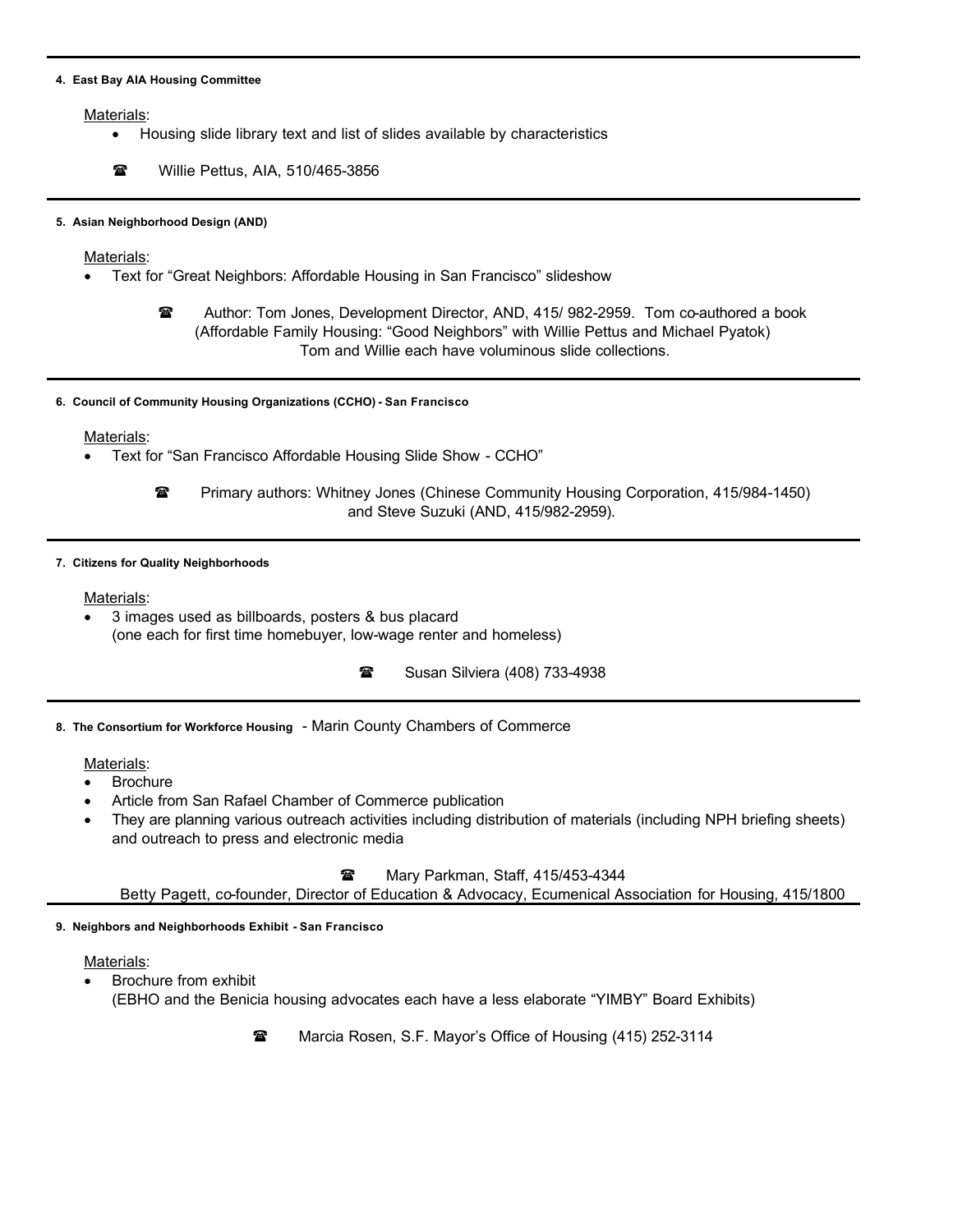**4. East Bay AIA Housing Committee**

Materials:

- Housing slide library text and list of slides available by characteristics

☎ Willie Pettus, AIA, 510/465-3856

---

**5. Asian Neighborhood Design (AND)**

Materials:

- Text for “Great Neighbors: Affordable Housing in San Francisco” slideshow

☎ Author: Tom Jones, Development Director, AND, 415/ 982-2959. Tom co-authored a book (Affordable Family Housing: “Good Neighbors” with Willie Pettus and Michael Pyatok) Tom and Willie each have voluminous slide collections.

---

**6. Council of Community Housing Organizations (CCHO) - San Francisco**

Materials:

- Text for “San Francisco Affordable Housing Slide Show - CCHO”

☎ Primary authors: Whitney Jones (Chinese Community Housing Corporation, 415/984-1450) and Steve Suzuki (AND, 415/982-2959).

---

**7. Citizens for Quality Neighborhoods**

Materials:

- 3 images used as billboards, posters & bus placard (one each for first time homebuyer, low-wage renter and homeless)

☎ Susan Silviera (408) 733-4938

---

**8. The Consortium for Workforce Housing** - Marin County Chambers of Commerce

Materials:

- Brochure
- Article from San Rafael Chamber of Commerce publication
- They are planning various outreach activities including distribution of materials (including NPH briefing sheets) and outreach to press and electronic media

☎ Mary Parkman, Staff, 415/453-4344
Betty Pagett, co-founder, Director of Education & Advocacy, Ecumenical Association for Housing, 415/1800

---

**9. Neighbors and Neighborhoods Exhibit - San Francisco**

Materials:

- Brochure from exhibit (EBHO and the Benicia housing advocates each have a less elaborate “YIMBY” Board Exhibits)

☎ Marcia Rosen, S.F. Mayor’s Office of Housing (415) 252-3114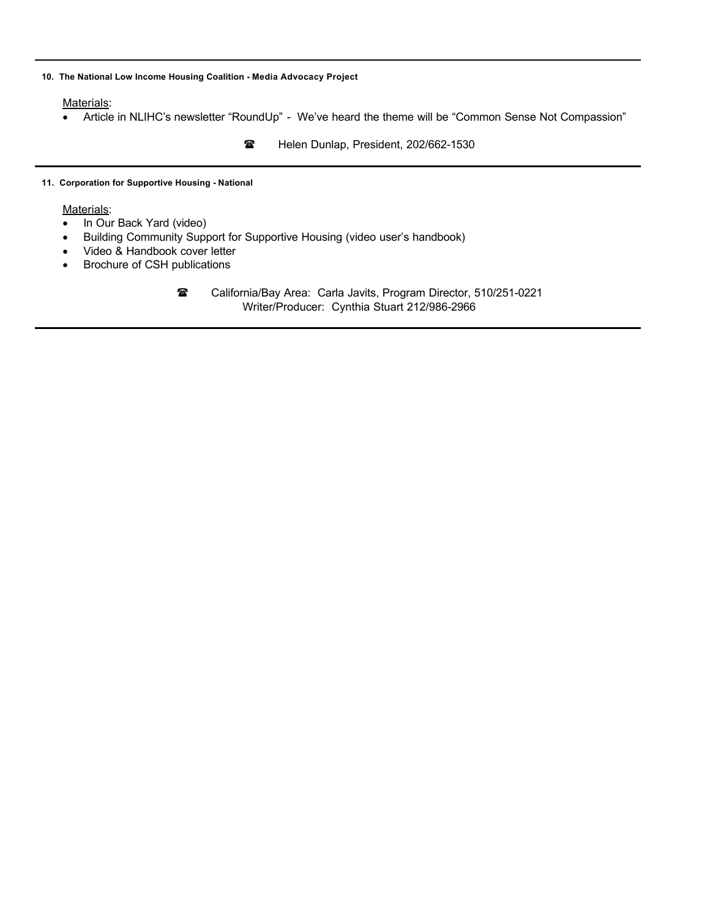---

**10. The National Low Income Housing Coalition - Media Advocacy Project**

Materials:

- Article in NLIHC's newsletter "RoundUp" - We've heard the theme will be "Common Sense Not Compassion"

☎ Helen Dunlap, President, 202/662-1530

---

**11. Corporation for Supportive Housing - National**

Materials:

- In Our Back Yard (video)
- Building Community Support for Supportive Housing (video user's handbook)
- Video & Handbook cover letter
- Brochure of CSH publications

☎ California/Bay Area: Carla Javits, Program Director, 510/251-0221
Writer/Producer: Cynthia Stuart 212/986-2966

---